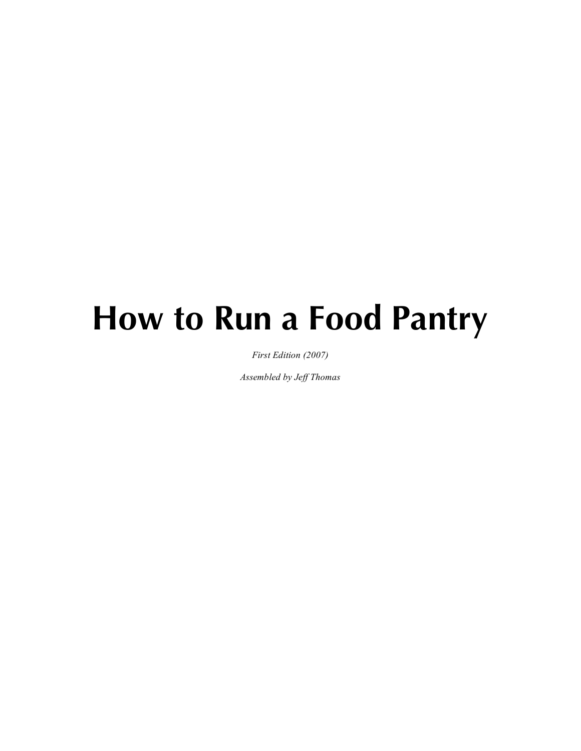# How to Run a Food Pantry

*First Edition (2007)*

*Assembled by Jeff Thomas*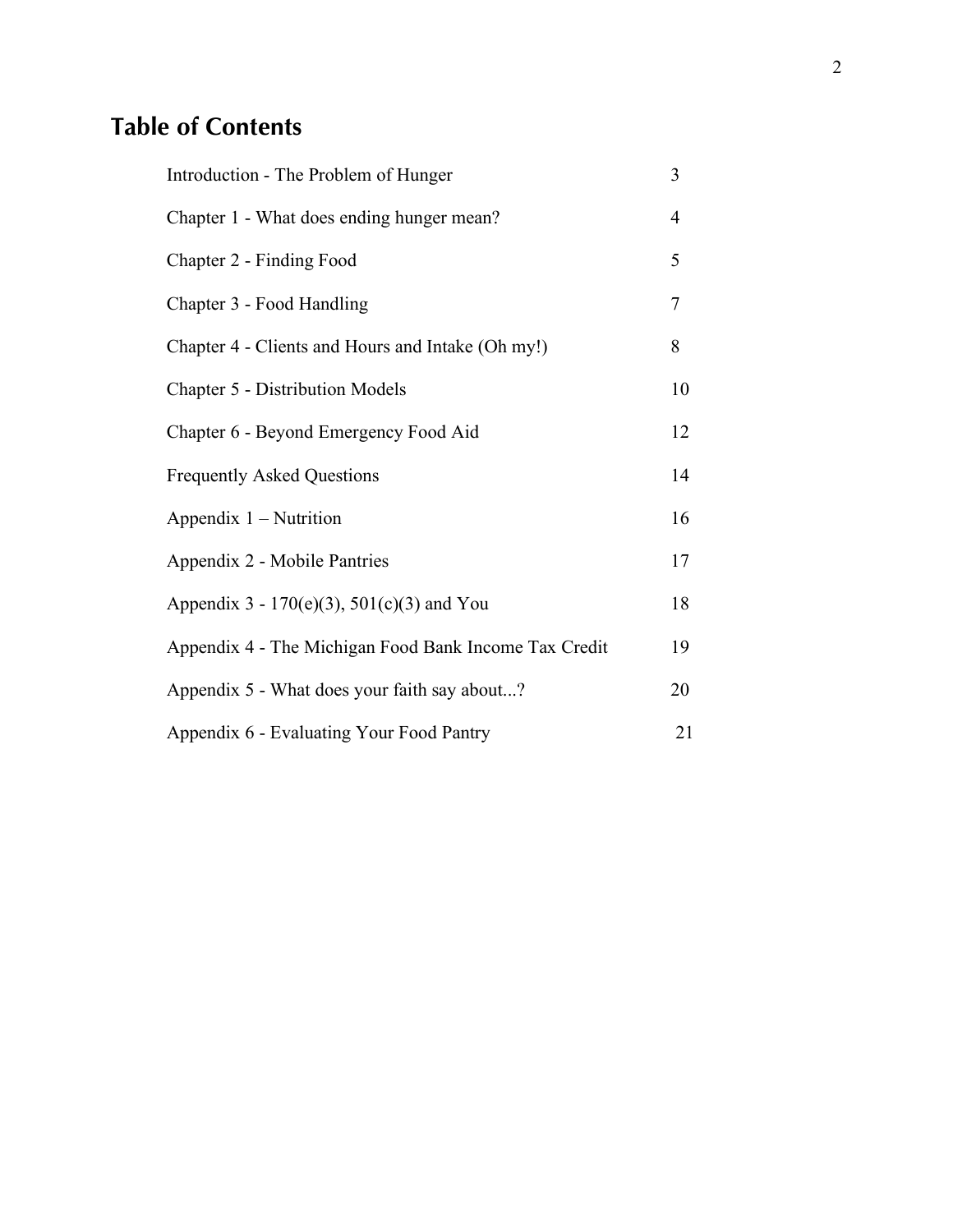## Table of Contents

| | |
|---|---|
| Introduction - The Problem of Hunger | 3 |
| Chapter 1 - What does ending hunger mean? | 4 |
| Chapter 2 - Finding Food | 5 |
| Chapter 3 - Food Handling | 7 |
| Chapter 4 - Clients and Hours and Intake (Oh my!) | 8 |
| Chapter 5 - Distribution Models | 10 |
| Chapter 6 - Beyond Emergency Food Aid | 12 |
| Frequently Asked Questions | 14 |
| Appendix 1 – Nutrition | 16 |
| Appendix 2 - Mobile Pantries | 17 |
| Appendix 3 - 170(e)(3), 501(c)(3) and You | 18 |
| Appendix 4 - The Michigan Food Bank Income Tax Credit | 19 |
| Appendix 5 - What does your faith say about...? | 20 |
| Appendix 6 - Evaluating Your Food Pantry | 21 |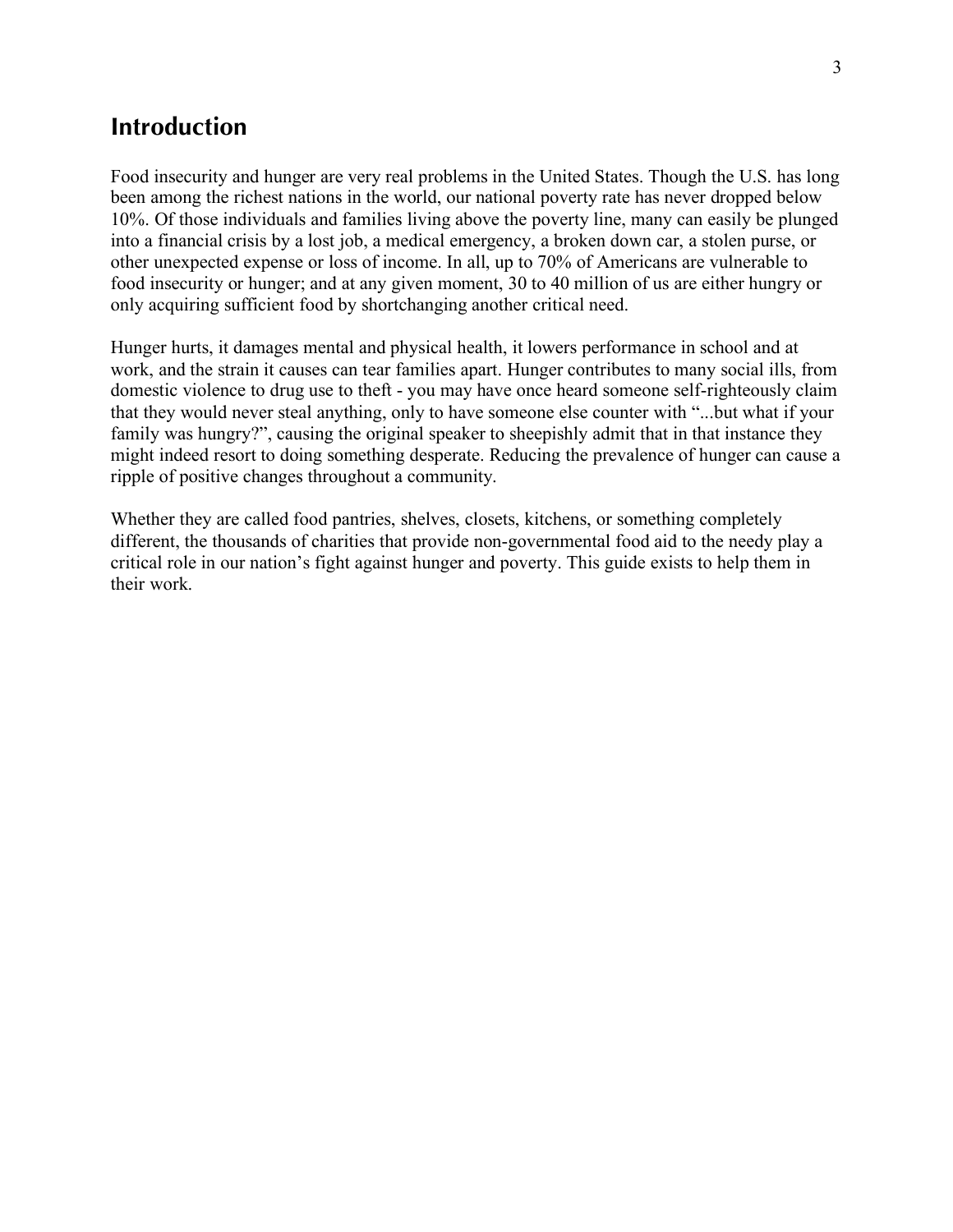## Introduction

Food insecurity and hunger are very real problems in the United States. Though the U.S. has long been among the richest nations in the world, our national poverty rate has never dropped below 10%. Of those individuals and families living above the poverty line, many can easily be plunged into a financial crisis by a lost job, a medical emergency, a broken down car, a stolen purse, or other unexpected expense or loss of income. In all, up to 70% of Americans are vulnerable to food insecurity or hunger; and at any given moment, 30 to 40 million of us are either hungry or only acquiring sufficient food by shortchanging another critical need.

Hunger hurts, it damages mental and physical health, it lowers performance in school and at work, and the strain it causes can tear families apart. Hunger contributes to many social ills, from domestic violence to drug use to theft - you may have once heard someone self-righteously claim that they would never steal anything, only to have someone else counter with "...but what if your family was hungry?", causing the original speaker to sheepishly admit that in that instance they might indeed resort to doing something desperate. Reducing the prevalence of hunger can cause a ripple of positive changes throughout a community.

Whether they are called food pantries, shelves, closets, kitchens, or something completely different, the thousands of charities that provide non-governmental food aid to the needy play a critical role in our nation's fight against hunger and poverty. This guide exists to help them in their work.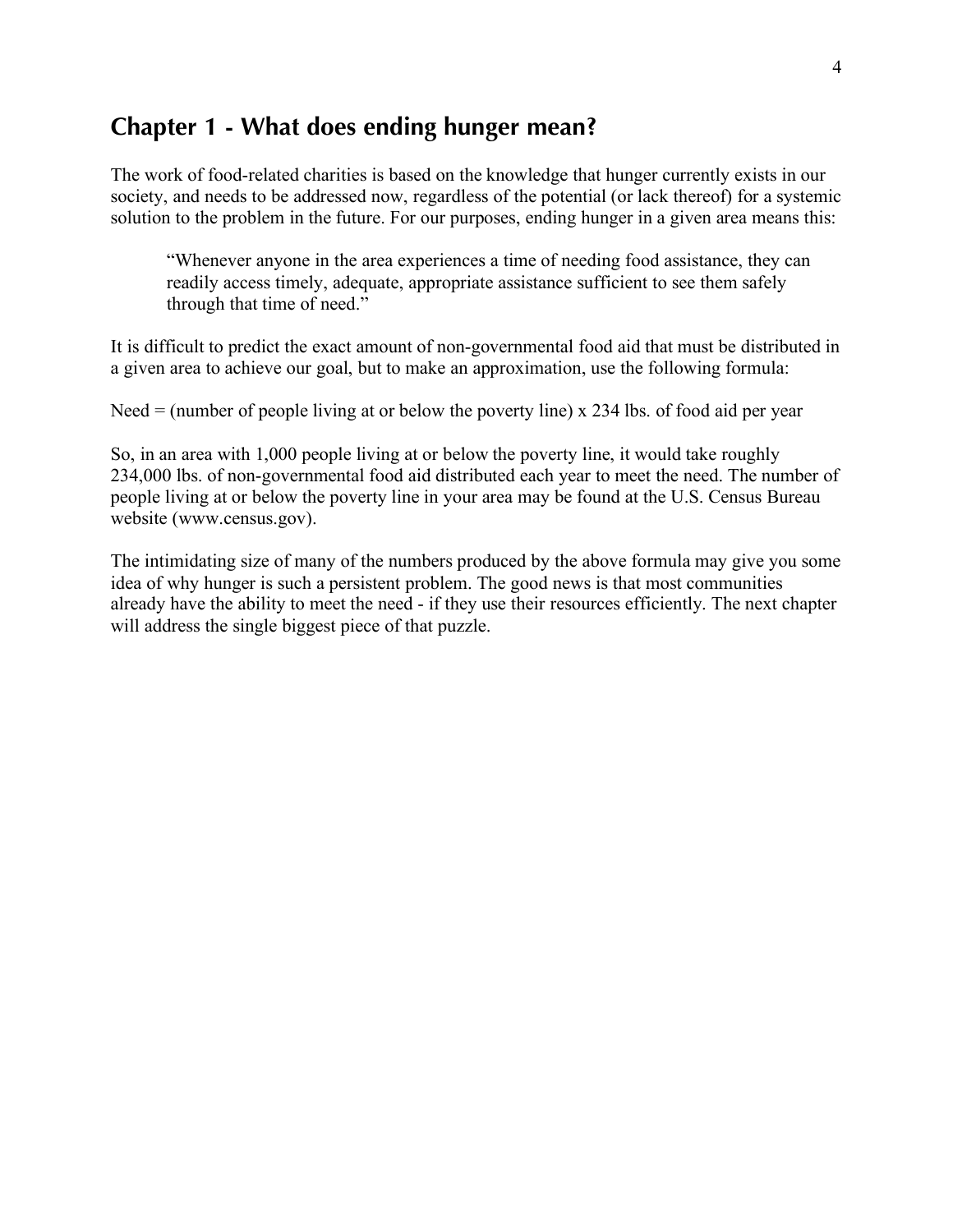## Chapter 1 - What does ending hunger mean?

The work of food-related charities is based on the knowledge that hunger currently exists in our society, and needs to be addressed now, regardless of the potential (or lack thereof) for a systemic solution to the problem in the future. For our purposes, ending hunger in a given area means this:

> "Whenever anyone in the area experiences a time of needing food assistance, they can readily access timely, adequate, appropriate assistance sufficient to see them safely through that time of need."

It is difficult to predict the exact amount of non-governmental food aid that must be distributed in a given area to achieve our goal, but to make an approximation, use the following formula:

Need = (number of people living at or below the poverty line) x 234 lbs. of food aid per year

So, in an area with 1,000 people living at or below the poverty line, it would take roughly 234,000 lbs. of non-governmental food aid distributed each year to meet the need. The number of people living at or below the poverty line in your area may be found at the U.S. Census Bureau website (www.census.gov).

The intimidating size of many of the numbers produced by the above formula may give you some idea of why hunger is such a persistent problem. The good news is that most communities already have the ability to meet the need - if they use their resources efficiently. The next chapter will address the single biggest piece of that puzzle.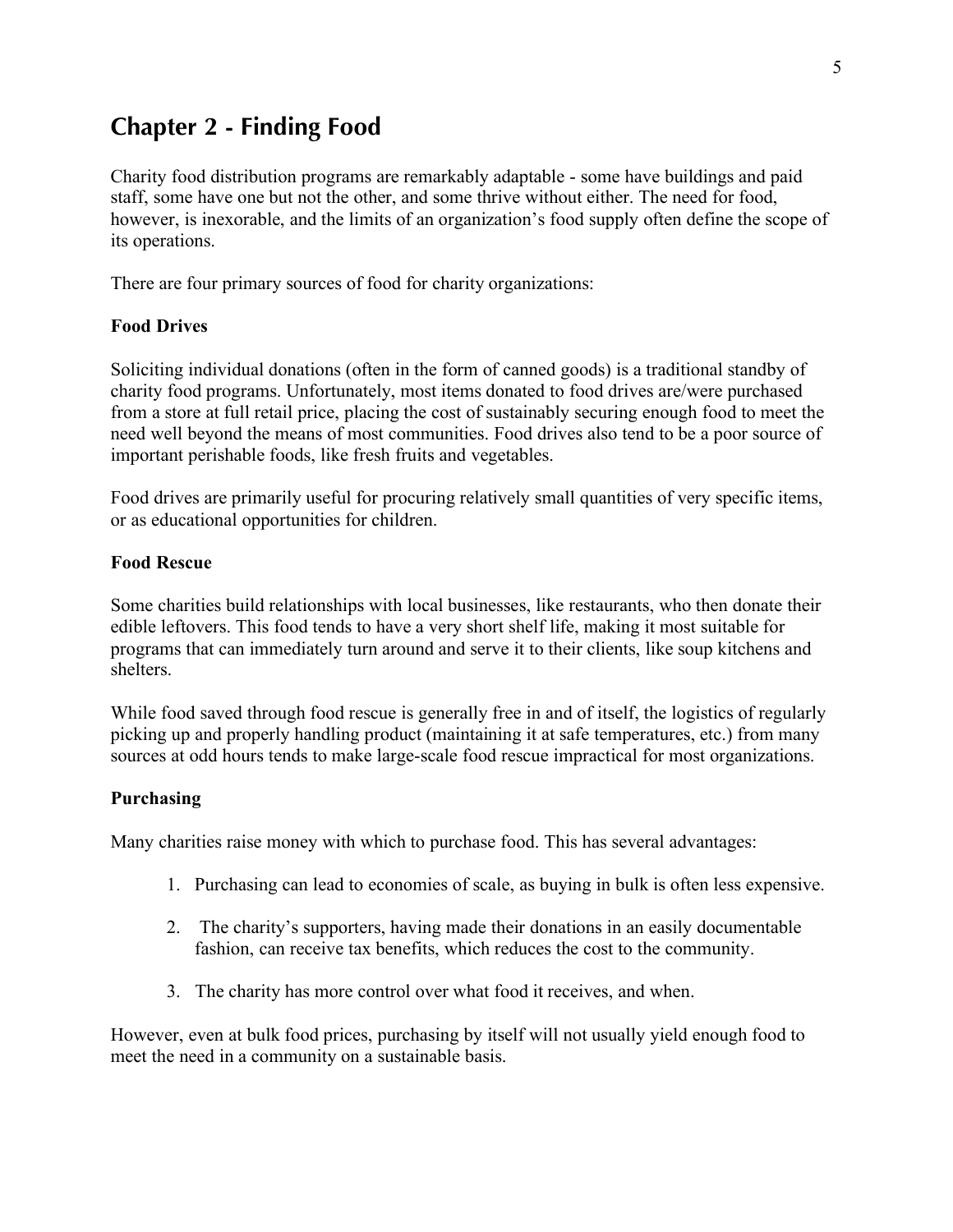## Chapter 2 - Finding Food

Charity food distribution programs are remarkably adaptable - some have buildings and paid staff, some have one but not the other, and some thrive without either. The need for food, however, is inexorable, and the limits of an organization's food supply often define the scope of its operations.

There are four primary sources of food for charity organizations:

### Food Drives

Soliciting individual donations (often in the form of canned goods) is a traditional standby of charity food programs. Unfortunately, most items donated to food drives are/were purchased from a store at full retail price, placing the cost of sustainably securing enough food to meet the need well beyond the means of most communities. Food drives also tend to be a poor source of important perishable foods, like fresh fruits and vegetables.

Food drives are primarily useful for procuring relatively small quantities of very specific items, or as educational opportunities for children.

### Food Rescue

Some charities build relationships with local businesses, like restaurants, who then donate their edible leftovers. This food tends to have a very short shelf life, making it most suitable for programs that can immediately turn around and serve it to their clients, like soup kitchens and shelters.

While food saved through food rescue is generally free in and of itself, the logistics of regularly picking up and properly handling product (maintaining it at safe temperatures, etc.) from many sources at odd hours tends to make large-scale food rescue impractical for most organizations.

### Purchasing

Many charities raise money with which to purchase food. This has several advantages:

1. Purchasing can lead to economies of scale, as buying in bulk is often less expensive.
2. The charity's supporters, having made their donations in an easily documentable fashion, can receive tax benefits, which reduces the cost to the community.
3. The charity has more control over what food it receives, and when.

However, even at bulk food prices, purchasing by itself will not usually yield enough food to meet the need in a community on a sustainable basis.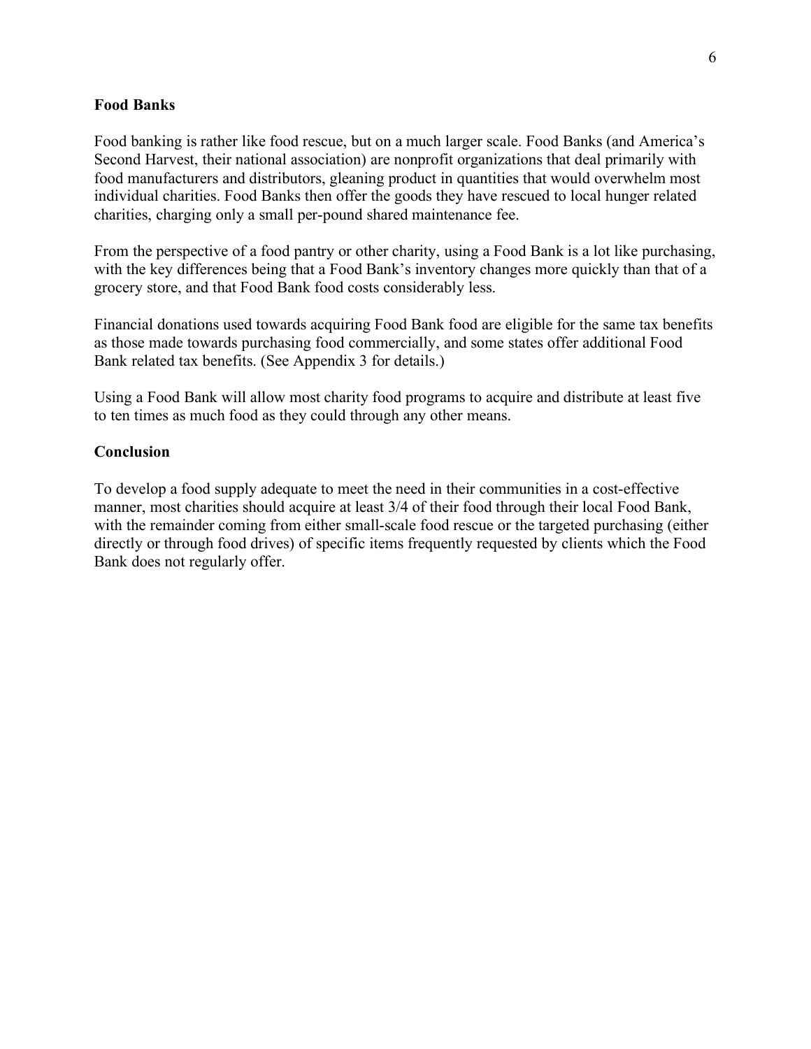## Food Banks

Food banking is rather like food rescue, but on a much larger scale. Food Banks (and America's Second Harvest, their national association) are nonprofit organizations that deal primarily with food manufacturers and distributors, gleaning product in quantities that would overwhelm most individual charities. Food Banks then offer the goods they have rescued to local hunger related charities, charging only a small per-pound shared maintenance fee.

From the perspective of a food pantry or other charity, using a Food Bank is a lot like purchasing, with the key differences being that a Food Bank's inventory changes more quickly than that of a grocery store, and that Food Bank food costs considerably less.

Financial donations used towards acquiring Food Bank food are eligible for the same tax benefits as those made towards purchasing food commercially, and some states offer additional Food Bank related tax benefits. (See Appendix 3 for details.)

Using a Food Bank will allow most charity food programs to acquire and distribute at least five to ten times as much food as they could through any other means.

## Conclusion

To develop a food supply adequate to meet the need in their communities in a cost-effective manner, most charities should acquire at least 3/4 of their food through their local Food Bank, with the remainder coming from either small-scale food rescue or the targeted purchasing (either directly or through food drives) of specific items frequently requested by clients which the Food Bank does not regularly offer.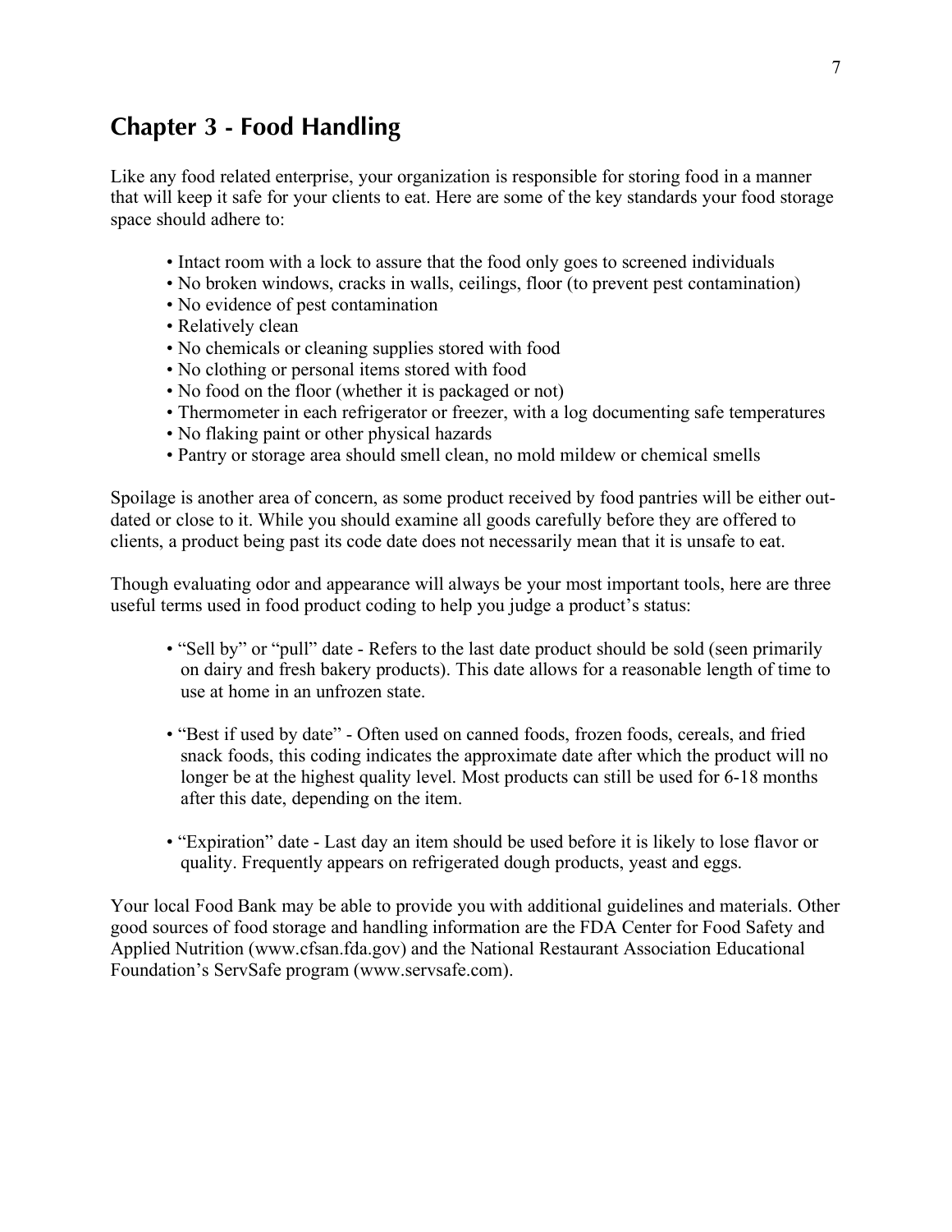## Chapter 3 - Food Handling

Like any food related enterprise, your organization is responsible for storing food in a manner that will keep it safe for your clients to eat. Here are some of the key standards your food storage space should adhere to:

- Intact room with a lock to assure that the food only goes to screened individuals
- No broken windows, cracks in walls, ceilings, floor (to prevent pest contamination)
- No evidence of pest contamination
- Relatively clean
- No chemicals or cleaning supplies stored with food
- No clothing or personal items stored with food
- No food on the floor (whether it is packaged or not)
- Thermometer in each refrigerator or freezer, with a log documenting safe temperatures
- No flaking paint or other physical hazards
- Pantry or storage area should smell clean, no mold mildew or chemical smells

Spoilage is another area of concern, as some product received by food pantries will be either out-dated or close to it. While you should examine all goods carefully before they are offered to clients, a product being past its code date does not necessarily mean that it is unsafe to eat.

Though evaluating odor and appearance will always be your most important tools, here are three useful terms used in food product coding to help you judge a product's status:

- "Sell by" or "pull" date - Refers to the last date product should be sold (seen primarily on dairy and fresh bakery products). This date allows for a reasonable length of time to use at home in an unfrozen state.

- "Best if used by date" - Often used on canned foods, frozen foods, cereals, and fried snack foods, this coding indicates the approximate date after which the product will no longer be at the highest quality level. Most products can still be used for 6-18 months after this date, depending on the item.

- "Expiration" date - Last day an item should be used before it is likely to lose flavor or quality. Frequently appears on refrigerated dough products, yeast and eggs.

Your local Food Bank may be able to provide you with additional guidelines and materials. Other good sources of food storage and handling information are the FDA Center for Food Safety and Applied Nutrition (www.cfsan.fda.gov) and the National Restaurant Association Educational Foundation's ServSafe program (www.servsafe.com).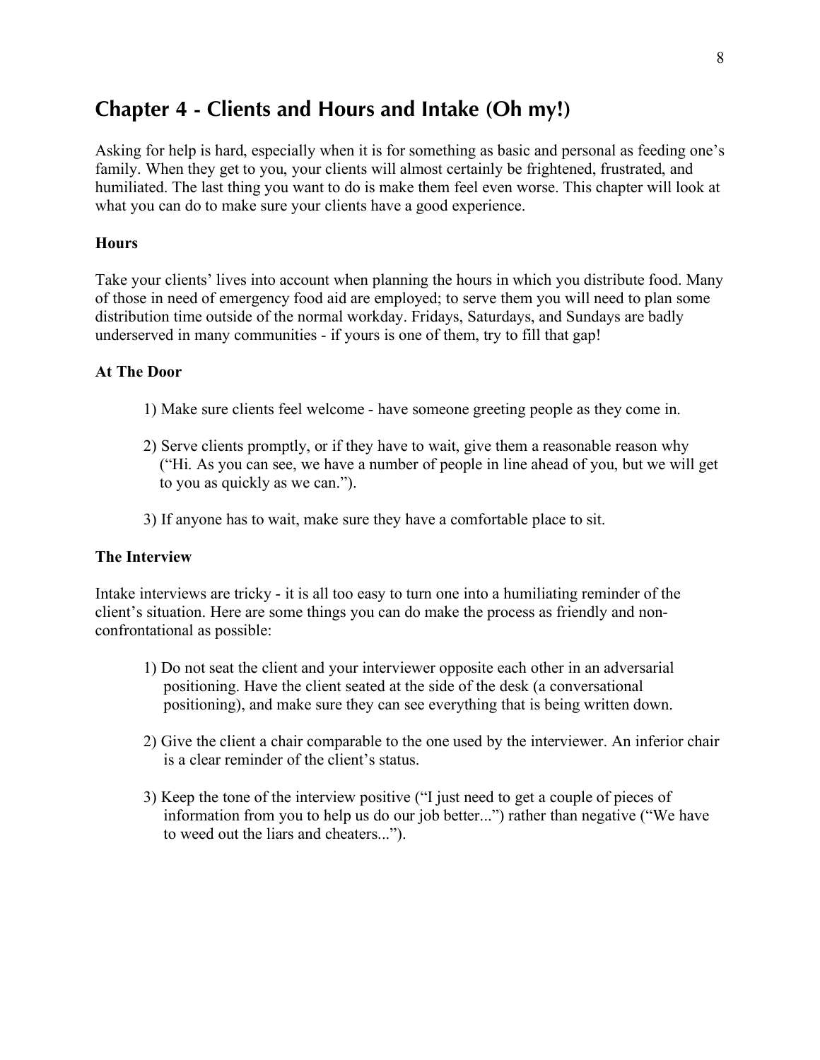## Chapter 4 - Clients and Hours and Intake (Oh my!)

Asking for help is hard, especially when it is for something as basic and personal as feeding one's family. When they get to you, your clients will almost certainly be frightened, frustrated, and humiliated. The last thing you want to do is make them feel even worse. This chapter will look at what you can do to make sure your clients have a good experience.

**Hours**

Take your clients' lives into account when planning the hours in which you distribute food. Many of those in need of emergency food aid are employed; to serve them you will need to plan some distribution time outside of the normal workday. Fridays, Saturdays, and Sundays are badly underserved in many communities - if yours is one of them, try to fill that gap!

**At The Door**

1) Make sure clients feel welcome - have someone greeting people as they come in.

2) Serve clients promptly, or if they have to wait, give them a reasonable reason why ("Hi. As you can see, we have a number of people in line ahead of you, but we will get to you as quickly as we can.").

3) If anyone has to wait, make sure they have a comfortable place to sit.

**The Interview**

Intake interviews are tricky - it is all too easy to turn one into a humiliating reminder of the client's situation. Here are some things you can do make the process as friendly and non-confrontational as possible:

1) Do not seat the client and your interviewer opposite each other in an adversarial positioning. Have the client seated at the side of the desk (a conversational positioning), and make sure they can see everything that is being written down.

2) Give the client a chair comparable to the one used by the interviewer. An inferior chair is a clear reminder of the client's status.

3) Keep the tone of the interview positive ("I just need to get a couple of pieces of information from you to help us do our job better...") rather than negative ("We have to weed out the liars and cheaters...").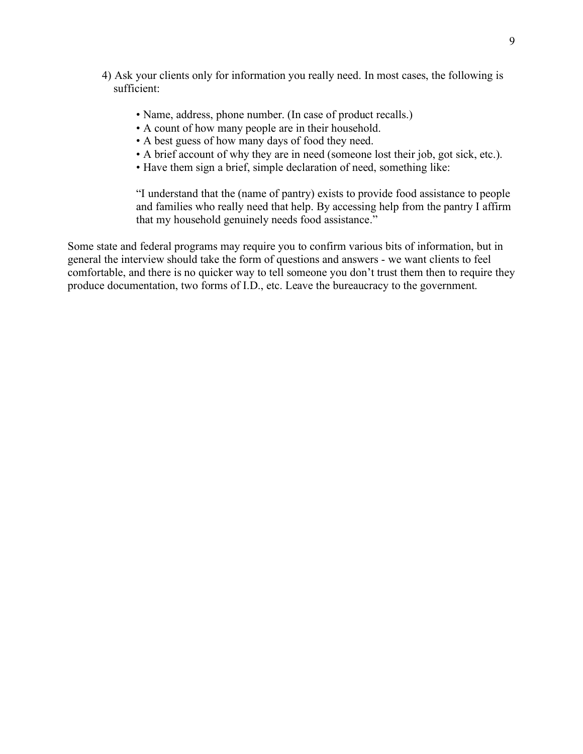4) Ask your clients only for information you really need. In most cases, the following is sufficient:

    - Name, address, phone number. (In case of product recalls.)
    - A count of how many people are in their household.
    - A best guess of how many days of food they need.
    - A brief account of why they are in need (someone lost their job, got sick, etc.).
    - Have them sign a brief, simple declaration of need, something like:

    "I understand that the (name of pantry) exists to provide food assistance to people and families who really need that help. By accessing help from the pantry I affirm that my household genuinely needs food assistance."

Some state and federal programs may require you to confirm various bits of information, but in general the interview should take the form of questions and answers - we want clients to feel comfortable, and there is no quicker way to tell someone you don't trust them then to require they produce documentation, two forms of I.D., etc. Leave the bureaucracy to the government.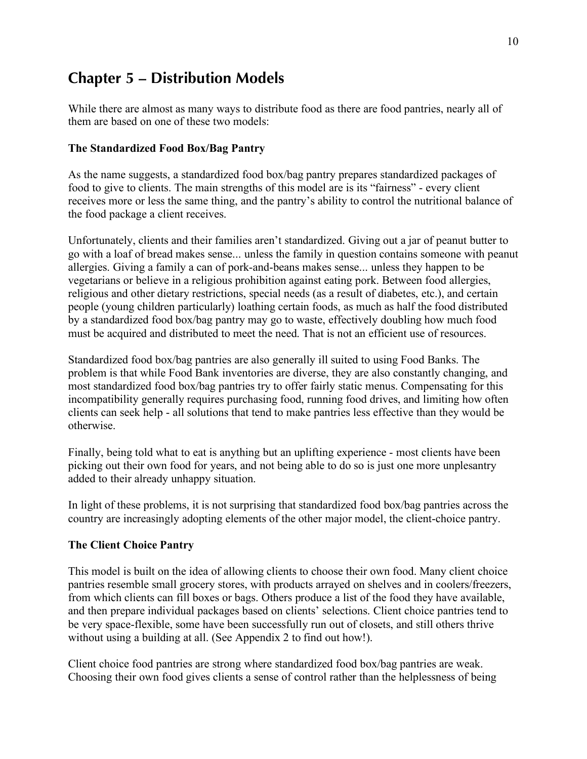## Chapter 5 – Distribution Models

While there are almost as many ways to distribute food as there are food pantries, nearly all of them are based on one of these two models:

### The Standardized Food Box/Bag Pantry

As the name suggests, a standardized food box/bag pantry prepares standardized packages of food to give to clients. The main strengths of this model are is its "fairness" - every client receives more or less the same thing, and the pantry's ability to control the nutritional balance of the food package a client receives.

Unfortunately, clients and their families aren't standardized. Giving out a jar of peanut butter to go with a loaf of bread makes sense... unless the family in question contains someone with peanut allergies. Giving a family a can of pork-and-beans makes sense... unless they happen to be vegetarians or believe in a religious prohibition against eating pork. Between food allergies, religious and other dietary restrictions, special needs (as a result of diabetes, etc.), and certain people (young children particularly) loathing certain foods, as much as half the food distributed by a standardized food box/bag pantry may go to waste, effectively doubling how much food must be acquired and distributed to meet the need. That is not an efficient use of resources.

Standardized food box/bag pantries are also generally ill suited to using Food Banks. The problem is that while Food Bank inventories are diverse, they are also constantly changing, and most standardized food box/bag pantries try to offer fairly static menus. Compensating for this incompatibility generally requires purchasing food, running food drives, and limiting how often clients can seek help - all solutions that tend to make pantries less effective than they would be otherwise.

Finally, being told what to eat is anything but an uplifting experience - most clients have been picking out their own food for years, and not being able to do so is just one more unplesantry added to their already unhappy situation.

In light of these problems, it is not surprising that standardized food box/bag pantries across the country are increasingly adopting elements of the other major model, the client-choice pantry.

### The Client Choice Pantry

This model is built on the idea of allowing clients to choose their own food. Many client choice pantries resemble small grocery stores, with products arrayed on shelves and in coolers/freezers, from which clients can fill boxes or bags. Others produce a list of the food they have available, and then prepare individual packages based on clients' selections. Client choice pantries tend to be very space-flexible, some have been successfully run out of closets, and still others thrive without using a building at all. (See Appendix 2 to find out how!).

Client choice food pantries are strong where standardized food box/bag pantries are weak. Choosing their own food gives clients a sense of control rather than the helplessness of being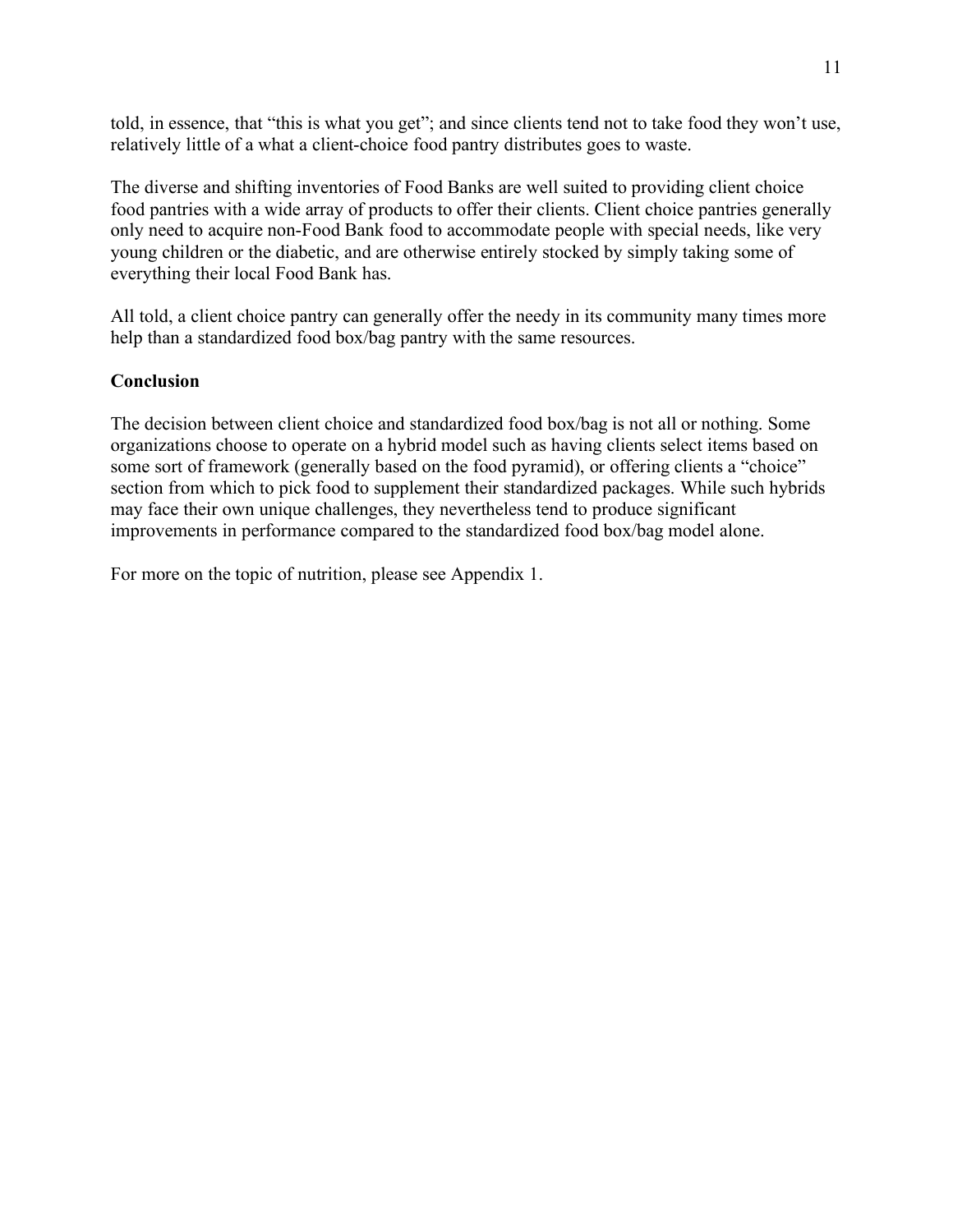told, in essence, that "this is what you get"; and since clients tend not to take food they won't use, relatively little of a what a client-choice food pantry distributes goes to waste.

The diverse and shifting inventories of Food Banks are well suited to providing client choice food pantries with a wide array of products to offer their clients. Client choice pantries generally only need to acquire non-Food Bank food to accommodate people with special needs, like very young children or the diabetic, and are otherwise entirely stocked by simply taking some of everything their local Food Bank has.

All told, a client choice pantry can generally offer the needy in its community many times more help than a standardized food box/bag pantry with the same resources.

**Conclusion**

The decision between client choice and standardized food box/bag is not all or nothing. Some organizations choose to operate on a hybrid model such as having clients select items based on some sort of framework (generally based on the food pyramid), or offering clients a "choice" section from which to pick food to supplement their standardized packages. While such hybrids may face their own unique challenges, they nevertheless tend to produce significant improvements in performance compared to the standardized food box/bag model alone.

For more on the topic of nutrition, please see Appendix 1.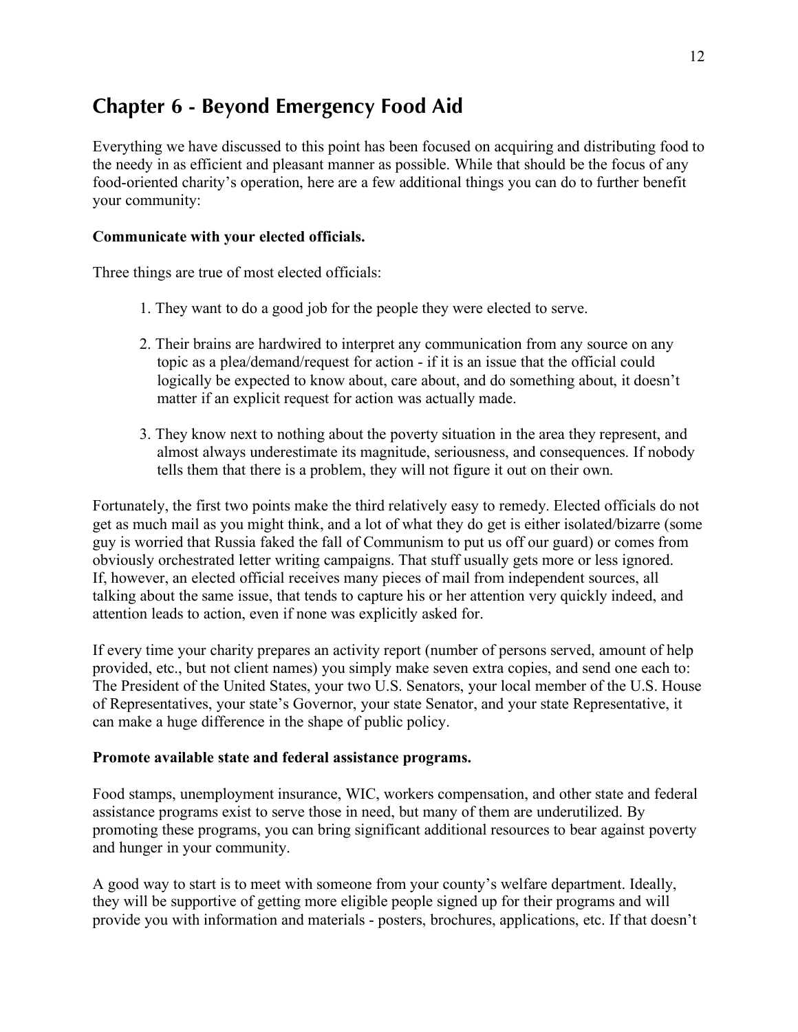## Chapter 6 - Beyond Emergency Food Aid

Everything we have discussed to this point has been focused on acquiring and distributing food to the needy in as efficient and pleasant manner as possible. While that should be the focus of any food-oriented charity's operation, here are a few additional things you can do to further benefit your community:

**Communicate with your elected officials.**

Three things are true of most elected officials:

1. They want to do a good job for the people they were elected to serve.

2. Their brains are hardwired to interpret any communication from any source on any topic as a plea/demand/request for action - if it is an issue that the official could logically be expected to know about, care about, and do something about, it doesn't matter if an explicit request for action was actually made.

3. They know next to nothing about the poverty situation in the area they represent, and almost always underestimate its magnitude, seriousness, and consequences. If nobody tells them that there is a problem, they will not figure it out on their own.

Fortunately, the first two points make the third relatively easy to remedy. Elected officials do not get as much mail as you might think, and a lot of what they do get is either isolated/bizarre (some guy is worried that Russia faked the fall of Communism to put us off our guard) or comes from obviously orchestrated letter writing campaigns. That stuff usually gets more or less ignored. If, however, an elected official receives many pieces of mail from independent sources, all talking about the same issue, that tends to capture his or her attention very quickly indeed, and attention leads to action, even if none was explicitly asked for.

If every time your charity prepares an activity report (number of persons served, amount of help provided, etc., but not client names) you simply make seven extra copies, and send one each to: The President of the United States, your two U.S. Senators, your local member of the U.S. House of Representatives, your state's Governor, your state Senator, and your state Representative, it can make a huge difference in the shape of public policy.

**Promote available state and federal assistance programs.**

Food stamps, unemployment insurance, WIC, workers compensation, and other state and federal assistance programs exist to serve those in need, but many of them are underutilized. By promoting these programs, you can bring significant additional resources to bear against poverty and hunger in your community.

A good way to start is to meet with someone from your county's welfare department. Ideally, they will be supportive of getting more eligible people signed up for their programs and will provide you with information and materials - posters, brochures, applications, etc. If that doesn't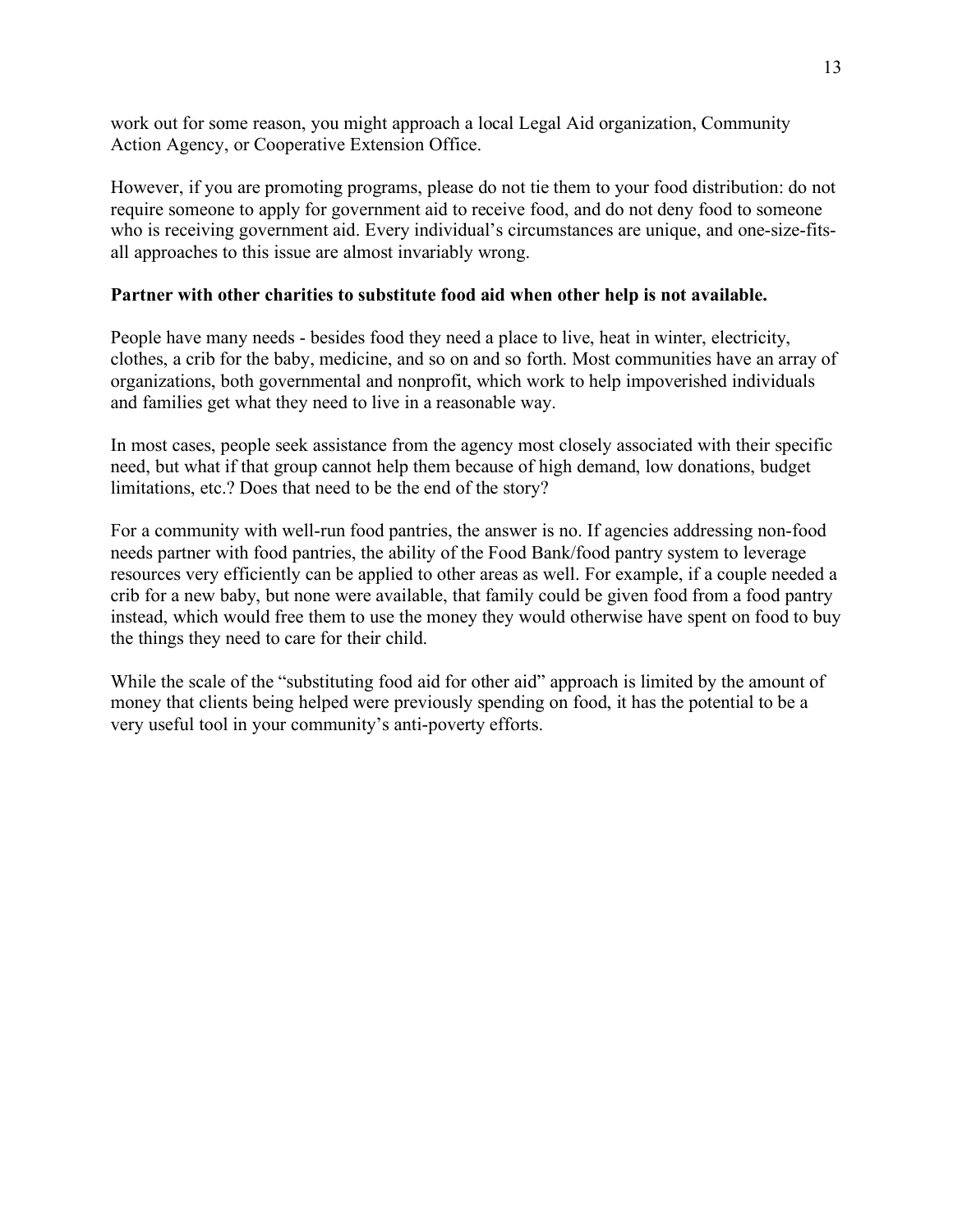work out for some reason, you might approach a local Legal Aid organization, Community Action Agency, or Cooperative Extension Office.

However, if you are promoting programs, please do not tie them to your food distribution: do not require someone to apply for government aid to receive food, and do not deny food to someone who is receiving government aid. Every individual's circumstances are unique, and one-size-fits-all approaches to this issue are almost invariably wrong.

**Partner with other charities to substitute food aid when other help is not available.**

People have many needs - besides food they need a place to live, heat in winter, electricity, clothes, a crib for the baby, medicine, and so on and so forth. Most communities have an array of organizations, both governmental and nonprofit, which work to help impoverished individuals and families get what they need to live in a reasonable way.

In most cases, people seek assistance from the agency most closely associated with their specific need, but what if that group cannot help them because of high demand, low donations, budget limitations, etc.? Does that need to be the end of the story?

For a community with well-run food pantries, the answer is no. If agencies addressing non-food needs partner with food pantries, the ability of the Food Bank/food pantry system to leverage resources very efficiently can be applied to other areas as well. For example, if a couple needed a crib for a new baby, but none were available, that family could be given food from a food pantry instead, which would free them to use the money they would otherwise have spent on food to buy the things they need to care for their child.

While the scale of the "substituting food aid for other aid" approach is limited by the amount of money that clients being helped were previously spending on food, it has the potential to be a very useful tool in your community's anti-poverty efforts.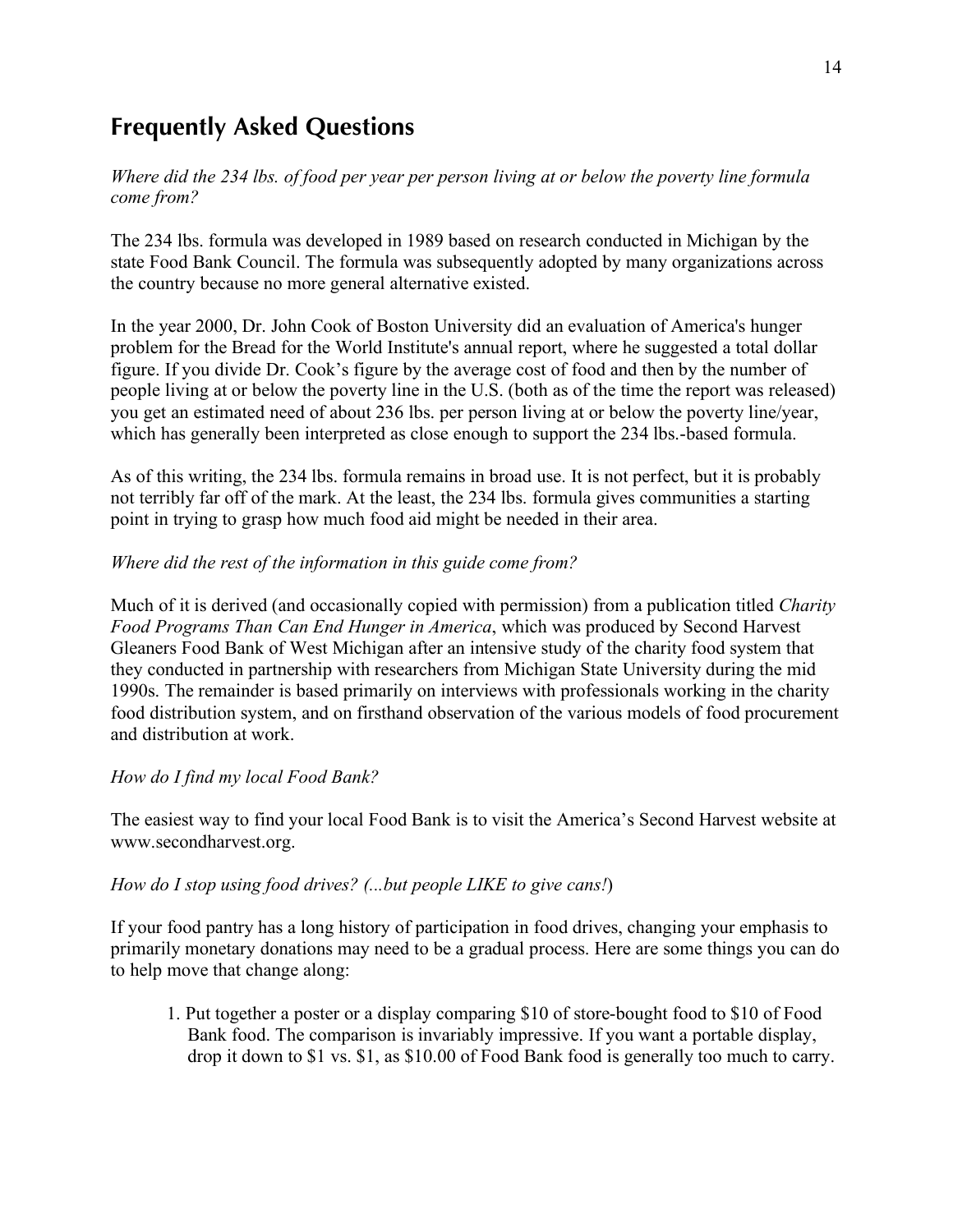## Frequently Asked Questions

*Where did the 234 lbs. of food per year per person living at or below the poverty line formula come from?*

The 234 lbs. formula was developed in 1989 based on research conducted in Michigan by the state Food Bank Council. The formula was subsequently adopted by many organizations across the country because no more general alternative existed.

In the year 2000, Dr. John Cook of Boston University did an evaluation of America's hunger problem for the Bread for the World Institute's annual report, where he suggested a total dollar figure. If you divide Dr. Cook's figure by the average cost of food and then by the number of people living at or below the poverty line in the U.S. (both as of the time the report was released) you get an estimated need of about 236 lbs. per person living at or below the poverty line/year, which has generally been interpreted as close enough to support the 234 lbs.-based formula.

As of this writing, the 234 lbs. formula remains in broad use. It is not perfect, but it is probably not terribly far off of the mark. At the least, the 234 lbs. formula gives communities a starting point in trying to grasp how much food aid might be needed in their area.

*Where did the rest of the information in this guide come from?*

Much of it is derived (and occasionally copied with permission) from a publication titled *Charity Food Programs Than Can End Hunger in America*, which was produced by Second Harvest Gleaners Food Bank of West Michigan after an intensive study of the charity food system that they conducted in partnership with researchers from Michigan State University during the mid 1990s. The remainder is based primarily on interviews with professionals working in the charity food distribution system, and on firsthand observation of the various models of food procurement and distribution at work.

*How do I find my local Food Bank?*

The easiest way to find your local Food Bank is to visit the America's Second Harvest website at www.secondharvest.org.

*How do I stop using food drives? (...but people LIKE to give cans!*)

If your food pantry has a long history of participation in food drives, changing your emphasis to primarily monetary donations may need to be a gradual process. Here are some things you can do to help move that change along:

1. Put together a poster or a display comparing $10 of store-bought food to $10 of Food Bank food. The comparison is invariably impressive. If you want a portable display, drop it down to $1 vs. $1, as $10.00 of Food Bank food is generally too much to carry.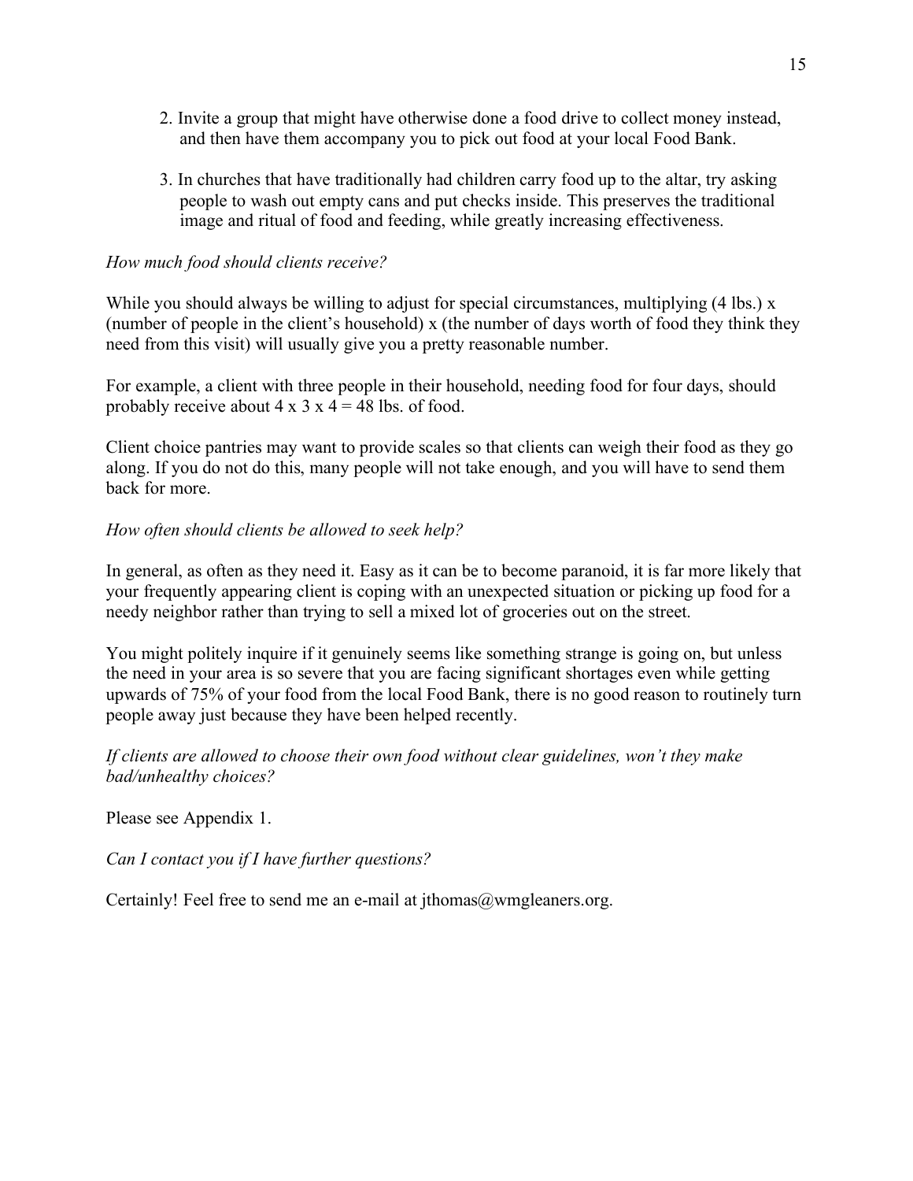2. Invite a group that might have otherwise done a food drive to collect money instead, and then have them accompany you to pick out food at your local Food Bank.

3. In churches that have traditionally had children carry food up to the altar, try asking people to wash out empty cans and put checks inside. This preserves the traditional image and ritual of food and feeding, while greatly increasing effectiveness.

*How much food should clients receive?*

While you should always be willing to adjust for special circumstances, multiplying (4 lbs.) x (number of people in the client's household) x (the number of days worth of food they think they need from this visit) will usually give you a pretty reasonable number.

For example, a client with three people in their household, needing food for four days, should probably receive about 4 x 3 x 4 = 48 lbs. of food.

Client choice pantries may want to provide scales so that clients can weigh their food as they go along. If you do not do this, many people will not take enough, and you will have to send them back for more.

*How often should clients be allowed to seek help?*

In general, as often as they need it. Easy as it can be to become paranoid, it is far more likely that your frequently appearing client is coping with an unexpected situation or picking up food for a needy neighbor rather than trying to sell a mixed lot of groceries out on the street.

You might politely inquire if it genuinely seems like something strange is going on, but unless the need in your area is so severe that you are facing significant shortages even while getting upwards of 75% of your food from the local Food Bank, there is no good reason to routinely turn people away just because they have been helped recently.

*If clients are allowed to choose their own food without clear guidelines, won't they make bad/unhealthy choices?*

Please see Appendix 1.

*Can I contact you if I have further questions?*

Certainly! Feel free to send me an e-mail at jthomas@wmgleaners.org.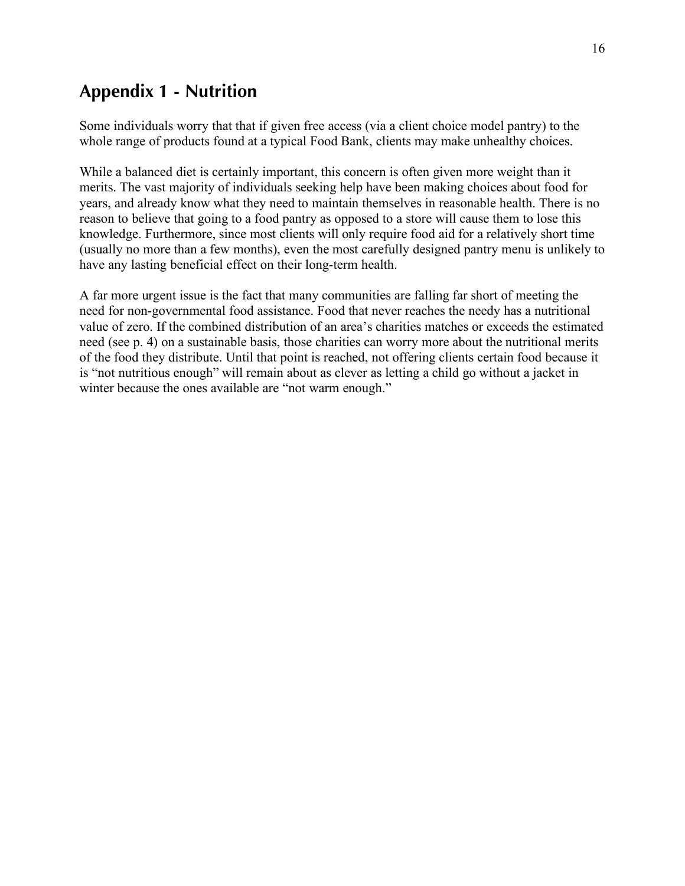## Appendix 1 - Nutrition

Some individuals worry that that if given free access (via a client choice model pantry) to the whole range of products found at a typical Food Bank, clients may make unhealthy choices.

While a balanced diet is certainly important, this concern is often given more weight than it merits. The vast majority of individuals seeking help have been making choices about food for years, and already know what they need to maintain themselves in reasonable health. There is no reason to believe that going to a food pantry as opposed to a store will cause them to lose this knowledge. Furthermore, since most clients will only require food aid for a relatively short time (usually no more than a few months), even the most carefully designed pantry menu is unlikely to have any lasting beneficial effect on their long-term health.

A far more urgent issue is the fact that many communities are falling far short of meeting the need for non-governmental food assistance. Food that never reaches the needy has a nutritional value of zero. If the combined distribution of an area's charities matches or exceeds the estimated need (see p. 4) on a sustainable basis, those charities can worry more about the nutritional merits of the food they distribute. Until that point is reached, not offering clients certain food because it is "not nutritious enough" will remain about as clever as letting a child go without a jacket in winter because the ones available are "not warm enough."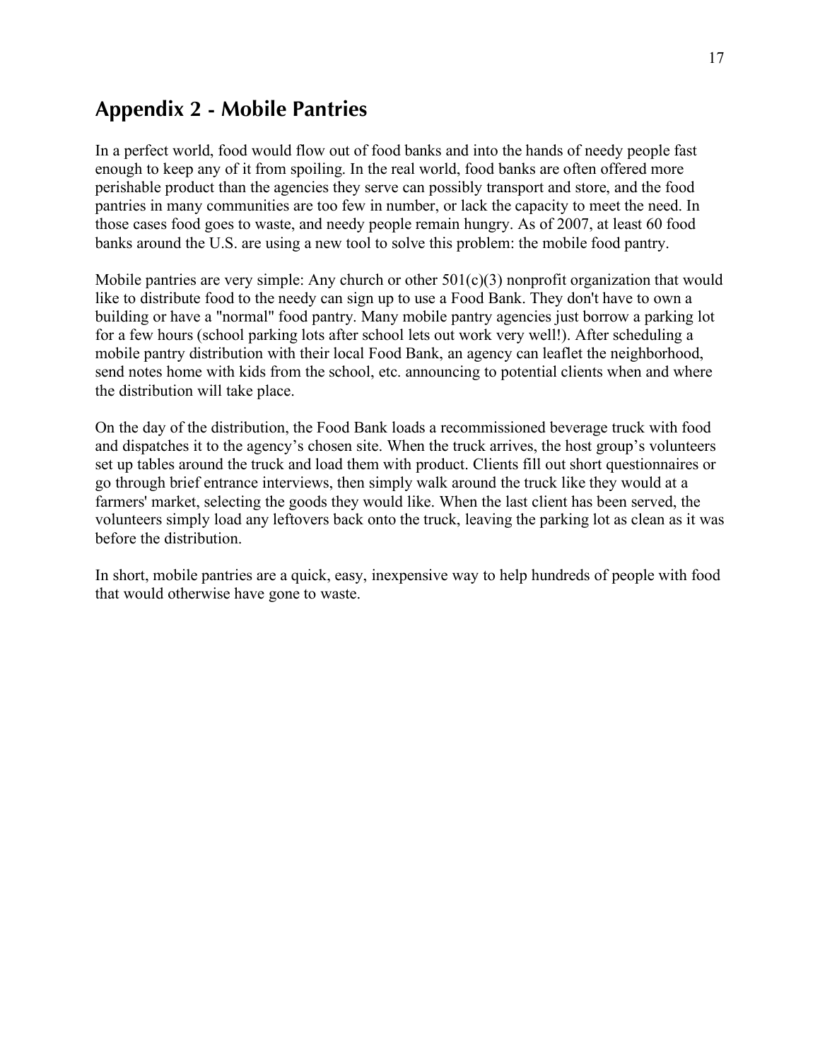## Appendix 2 - Mobile Pantries

In a perfect world, food would flow out of food banks and into the hands of needy people fast enough to keep any of it from spoiling. In the real world, food banks are often offered more perishable product than the agencies they serve can possibly transport and store, and the food pantries in many communities are too few in number, or lack the capacity to meet the need. In those cases food goes to waste, and needy people remain hungry. As of 2007, at least 60 food banks around the U.S. are using a new tool to solve this problem: the mobile food pantry.

Mobile pantries are very simple: Any church or other 501(c)(3) nonprofit organization that would like to distribute food to the needy can sign up to use a Food Bank. They don't have to own a building or have a "normal" food pantry. Many mobile pantry agencies just borrow a parking lot for a few hours (school parking lots after school lets out work very well!). After scheduling a mobile pantry distribution with their local Food Bank, an agency can leaflet the neighborhood, send notes home with kids from the school, etc. announcing to potential clients when and where the distribution will take place.

On the day of the distribution, the Food Bank loads a recommissioned beverage truck with food and dispatches it to the agency's chosen site. When the truck arrives, the host group's volunteers set up tables around the truck and load them with product. Clients fill out short questionnaires or go through brief entrance interviews, then simply walk around the truck like they would at a farmers' market, selecting the goods they would like. When the last client has been served, the volunteers simply load any leftovers back onto the truck, leaving the parking lot as clean as it was before the distribution.

In short, mobile pantries are a quick, easy, inexpensive way to help hundreds of people with food that would otherwise have gone to waste.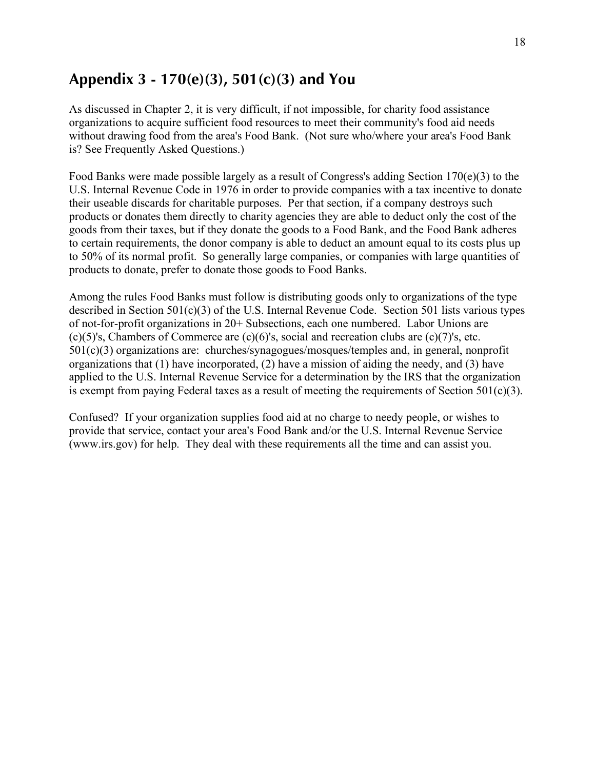## Appendix 3 - 170(e)(3), 501(c)(3) and You

As discussed in Chapter 2, it is very difficult, if not impossible, for charity food assistance organizations to acquire sufficient food resources to meet their community's food aid needs without drawing food from the area's Food Bank. (Not sure who/where your area's Food Bank is? See Frequently Asked Questions.)

Food Banks were made possible largely as a result of Congress's adding Section 170(e)(3) to the U.S. Internal Revenue Code in 1976 in order to provide companies with a tax incentive to donate their useable discards for charitable purposes. Per that section, if a company destroys such products or donates them directly to charity agencies they are able to deduct only the cost of the goods from their taxes, but if they donate the goods to a Food Bank, and the Food Bank adheres to certain requirements, the donor company is able to deduct an amount equal to its costs plus up to 50% of its normal profit. So generally large companies, or companies with large quantities of products to donate, prefer to donate those goods to Food Banks.

Among the rules Food Banks must follow is distributing goods only to organizations of the type described in Section 501(c)(3) of the U.S. Internal Revenue Code. Section 501 lists various types of not-for-profit organizations in 20+ Subsections, each one numbered. Labor Unions are (c)(5)'s, Chambers of Commerce are (c)(6)'s, social and recreation clubs are (c)(7)'s, etc. 501(c)(3) organizations are: churches/synagogues/mosques/temples and, in general, nonprofit organizations that (1) have incorporated, (2) have a mission of aiding the needy, and (3) have applied to the U.S. Internal Revenue Service for a determination by the IRS that the organization is exempt from paying Federal taxes as a result of meeting the requirements of Section 501(c)(3).

Confused? If your organization supplies food aid at no charge to needy people, or wishes to provide that service, contact your area's Food Bank and/or the U.S. Internal Revenue Service (www.irs.gov) for help. They deal with these requirements all the time and can assist you.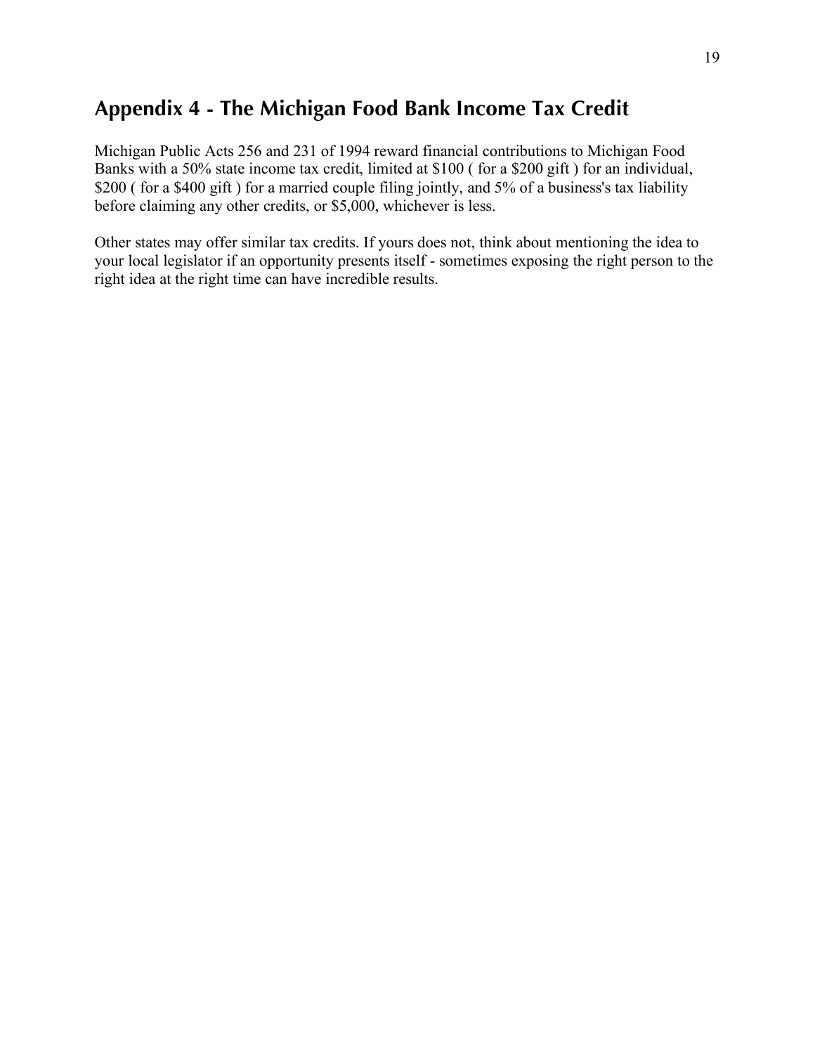## Appendix 4 - The Michigan Food Bank Income Tax Credit

Michigan Public Acts 256 and 231 of 1994 reward financial contributions to Michigan Food Banks with a 50% state income tax credit, limited at $100 ( for a $200 gift ) for an individual, $200 ( for a $400 gift ) for a married couple filing jointly, and 5% of a business's tax liability before claiming any other credits, or $5,000, whichever is less.

Other states may offer similar tax credits. If yours does not, think about mentioning the idea to your local legislator if an opportunity presents itself - sometimes exposing the right person to the right idea at the right time can have incredible results.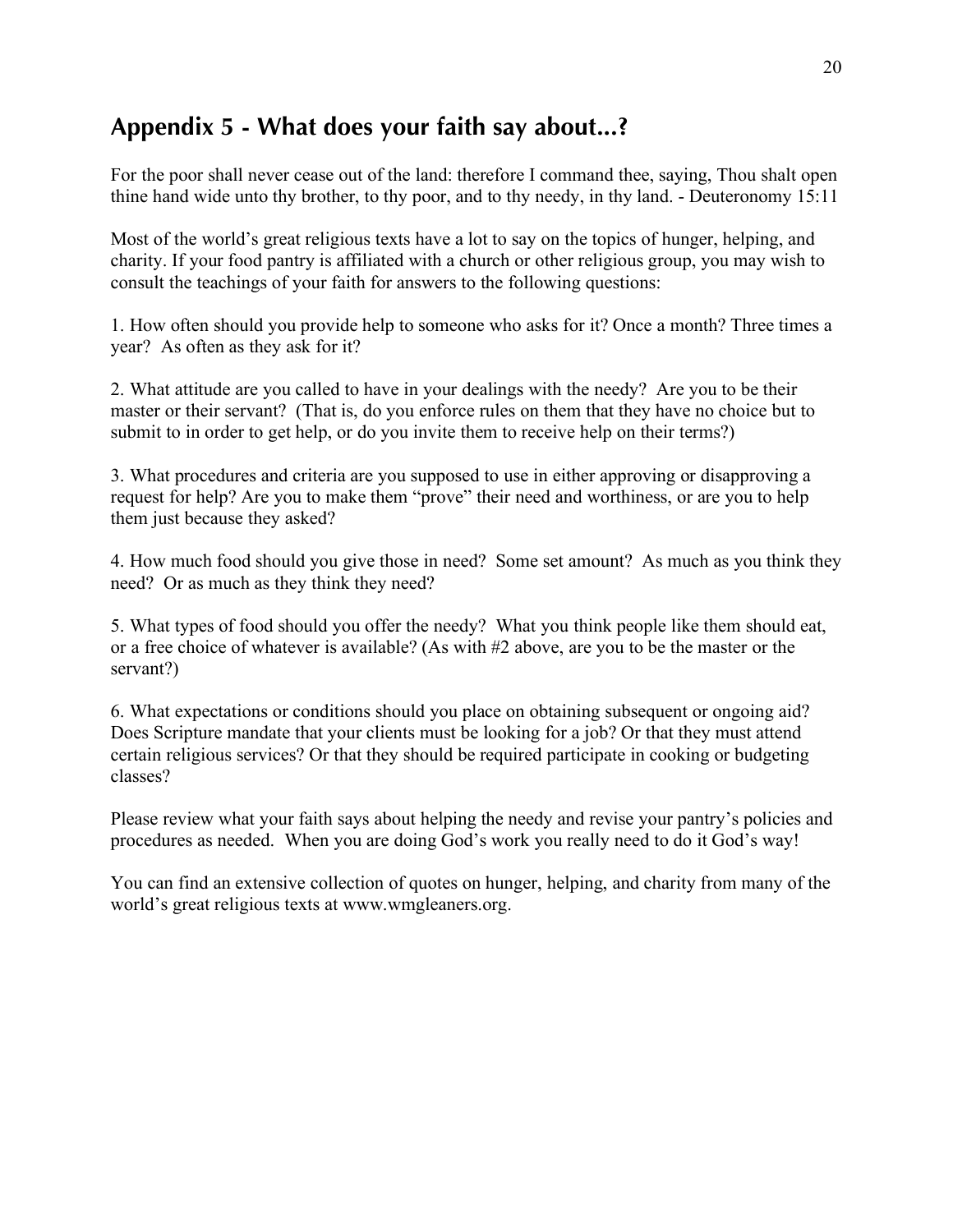## Appendix 5 - What does your faith say about...?

For the poor shall never cease out of the land: therefore I command thee, saying, Thou shalt open thine hand wide unto thy brother, to thy poor, and to thy needy, in thy land. - Deuteronomy 15:11

Most of the world's great religious texts have a lot to say on the topics of hunger, helping, and charity. If your food pantry is affiliated with a church or other religious group, you may wish to consult the teachings of your faith for answers to the following questions:

1. How often should you provide help to someone who asks for it? Once a month? Three times a year? As often as they ask for it?

2. What attitude are you called to have in your dealings with the needy? Are you to be their master or their servant? (That is, do you enforce rules on them that they have no choice but to submit to in order to get help, or do you invite them to receive help on their terms?)

3. What procedures and criteria are you supposed to use in either approving or disapproving a request for help? Are you to make them "prove" their need and worthiness, or are you to help them just because they asked?

4. How much food should you give those in need? Some set amount? As much as you think they need? Or as much as they think they need?

5. What types of food should you offer the needy? What you think people like them should eat, or a free choice of whatever is available? (As with #2 above, are you to be the master or the servant?)

6. What expectations or conditions should you place on obtaining subsequent or ongoing aid? Does Scripture mandate that your clients must be looking for a job? Or that they must attend certain religious services? Or that they should be required participate in cooking or budgeting classes?

Please review what your faith says about helping the needy and revise your pantry's policies and procedures as needed. When you are doing God's work you really need to do it God's way!

You can find an extensive collection of quotes on hunger, helping, and charity from many of the world's great religious texts at www.wmgleaners.org.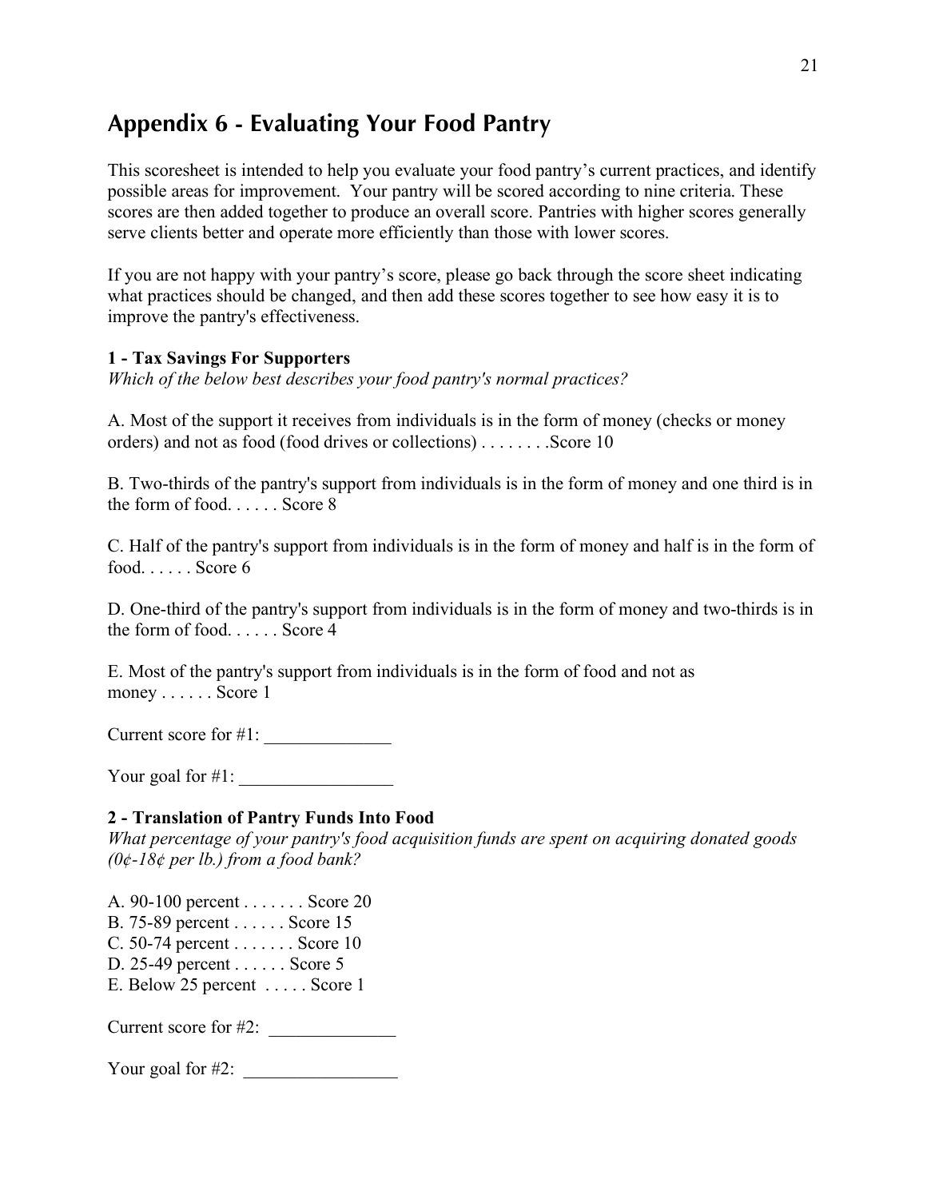## Appendix 6 - Evaluating Your Food Pantry

This scoresheet is intended to help you evaluate your food pantry's current practices, and identify possible areas for improvement. Your pantry will be scored according to nine criteria. These scores are then added together to produce an overall score. Pantries with higher scores generally serve clients better and operate more efficiently than those with lower scores.

If you are not happy with your pantry's score, please go back through the score sheet indicating what practices should be changed, and then add these scores together to see how easy it is to improve the pantry's effectiveness.

**1 - Tax Savings For Supporters**

*Which of the below best describes your food pantry's normal practices?*

A. Most of the support it receives from individuals is in the form of money (checks or money orders) and not as food (food drives or collections) . . . . . . . .Score 10

B. Two-thirds of the pantry's support from individuals is in the form of money and one third is in the form of food. . . . . . Score 8

C. Half of the pantry's support from individuals is in the form of money and half is in the form of food. . . . . . Score 6

D. One-third of the pantry's support from individuals is in the form of money and two-thirds is in the form of food. . . . . . Score 4

E. Most of the pantry's support from individuals is in the form of food and not as money . . . . . . Score 1

Current score for #1: ______________

Your goal for #1: _________________

**2 - Translation of Pantry Funds Into Food**

*What percentage of your pantry's food acquisition funds are spent on acquiring donated goods (0¢-18¢ per lb.) from a food bank?*

A. 90-100 percent . . . . . . . Score 20
B. 75-89 percent . . . . . . Score 15
C. 50-74 percent . . . . . . . Score 10
D. 25-49 percent . . . . . . Score 5
E. Below 25 percent . . . . . Score 1

Current score for #2: ______________

Your goal for #2: _________________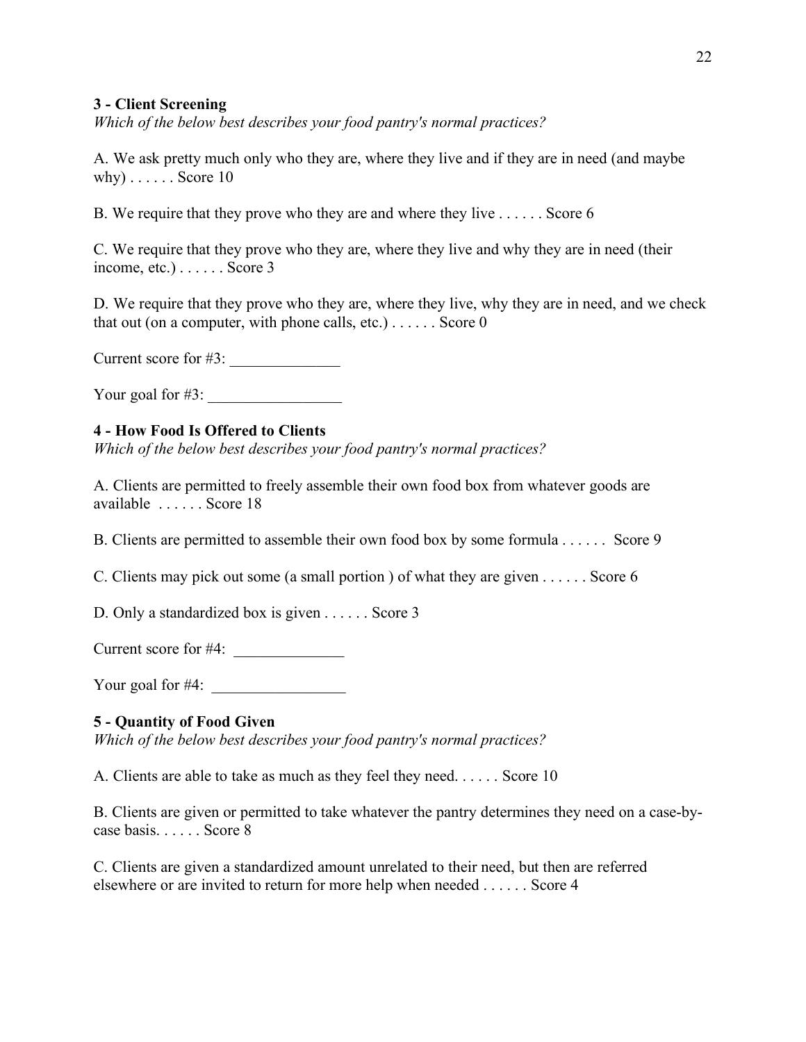**3 - Client Screening**

*Which of the below best describes your food pantry's normal practices?*

A. We ask pretty much only who they are, where they live and if they are in need (and maybe why) . . . . . . Score 10

B. We require that they prove who they are and where they live . . . . . . Score 6

C. We require that they prove who they are, where they live and why they are in need (their income, etc.) . . . . . . Score 3

D. We require that they prove who they are, where they live, why they are in need, and we check that out (on a computer, with phone calls, etc.) . . . . . . Score 0

Current score for #3: ______________

Your goal for #3: _________________

**4 - How Food Is Offered to Clients**

*Which of the below best describes your food pantry's normal practices?*

A. Clients are permitted to freely assemble their own food box from whatever goods are available . . . . . . Score 18

B. Clients are permitted to assemble their own food box by some formula . . . . . . Score 9

C. Clients may pick out some (a small portion ) of what they are given . . . . . . Score 6

D. Only a standardized box is given . . . . . . Score 3

Current score for #4: ______________

Your goal for #4: _________________

**5 - Quantity of Food Given**

*Which of the below best describes your food pantry's normal practices?*

A. Clients are able to take as much as they feel they need. . . . . . Score 10

B. Clients are given or permitted to take whatever the pantry determines they need on a case-by-case basis. . . . . . Score 8

C. Clients are given a standardized amount unrelated to their need, but then are referred elsewhere or are invited to return for more help when needed . . . . . . Score 4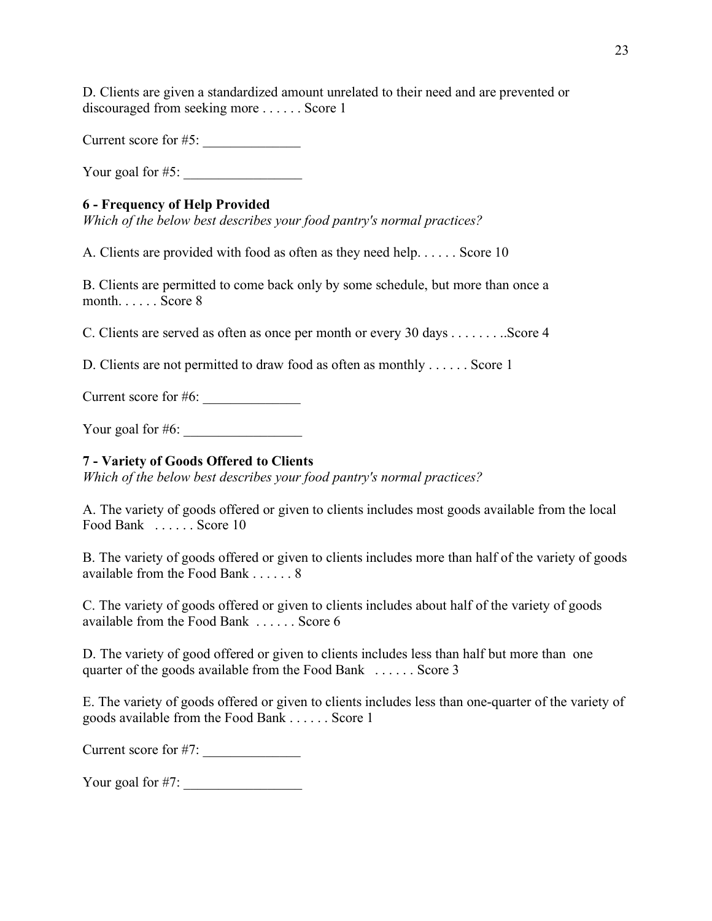D. Clients are given a standardized amount unrelated to their need and are prevented or discouraged from seeking more . . . . . . Score 1

Current score for #5: ______________

Your goal for #5: _________________

**6 - Frequency of Help Provided**
*Which of the below best describes your food pantry's normal practices?*

A. Clients are provided with food as often as they need help. . . . . . Score 10

B. Clients are permitted to come back only by some schedule, but more than once a month. . . . . . Score 8

C. Clients are served as often as once per month or every 30 days . . . . . . . ..Score 4

D. Clients are not permitted to draw food as often as monthly . . . . . . Score 1

Current score for #6: ______________

Your goal for #6: _________________

**7 - Variety of Goods Offered to Clients**
*Which of the below best describes your food pantry's normal practices?*

A. The variety of goods offered or given to clients includes most goods available from the local Food Bank . . . . . . Score 10

B. The variety of goods offered or given to clients includes more than half of the variety of goods available from the Food Bank . . . . . . 8

C. The variety of goods offered or given to clients includes about half of the variety of goods available from the Food Bank . . . . . . Score 6

D. The variety of good offered or given to clients includes less than half but more than one quarter of the goods available from the Food Bank . . . . . . Score 3

E. The variety of goods offered or given to clients includes less than one-quarter of the variety of goods available from the Food Bank . . . . . . Score 1

Current score for #7: ______________

Your goal for #7: _________________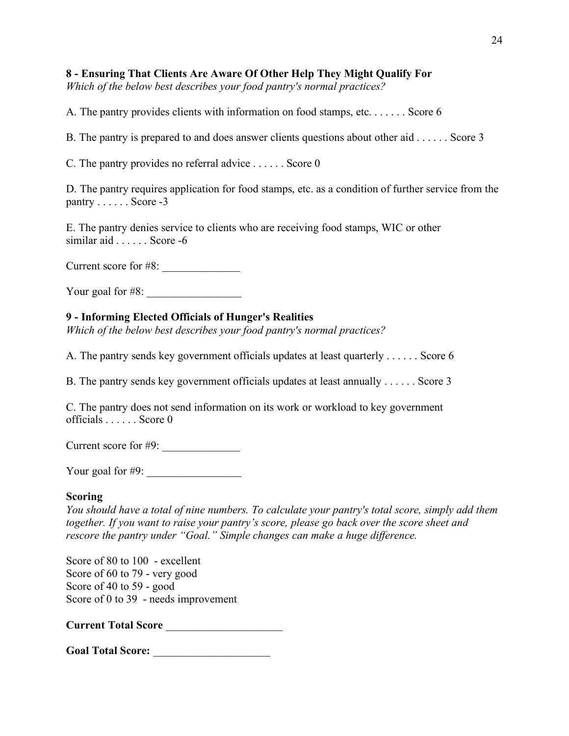**8 - Ensuring That Clients Are Aware Of Other Help They Might Qualify For**
*Which of the below best describes your food pantry's normal practices?*

A. The pantry provides clients with information on food stamps, etc. . . . . . . Score 6

B. The pantry is prepared to and does answer clients questions about other aid . . . . . . Score 3

C. The pantry provides no referral advice . . . . . . Score 0

D. The pantry requires application for food stamps, etc. as a condition of further service from the pantry . . . . . . Score -3

E. The pantry denies service to clients who are receiving food stamps, WIC or other similar aid . . . . . . Score -6

Current score for #8: ______________

Your goal for #8: _________________

**9 - Informing Elected Officials of Hunger's Realities**
*Which of the below best describes your food pantry's normal practices?*

A. The pantry sends key government officials updates at least quarterly . . . . . . Score 6

B. The pantry sends key government officials updates at least annually . . . . . . Score 3

C. The pantry does not send information on its work or workload to key government officials . . . . . . Score 0

Current score for #9: ______________

Your goal for #9: _________________

**Scoring**
*You should have a total of nine numbers. To calculate your pantry's total score, simply add them together. If you want to raise your pantry's score, please go back over the score sheet and rescore the pantry under "Goal." Simple changes can make a huge difference.*

Score of 80 to 100 - excellent
Score of 60 to 79 - very good
Score of 40 to 59 - good
Score of 0 to 39 - needs improvement

**Current Total Score** _____________________

**Goal Total Score:** _____________________